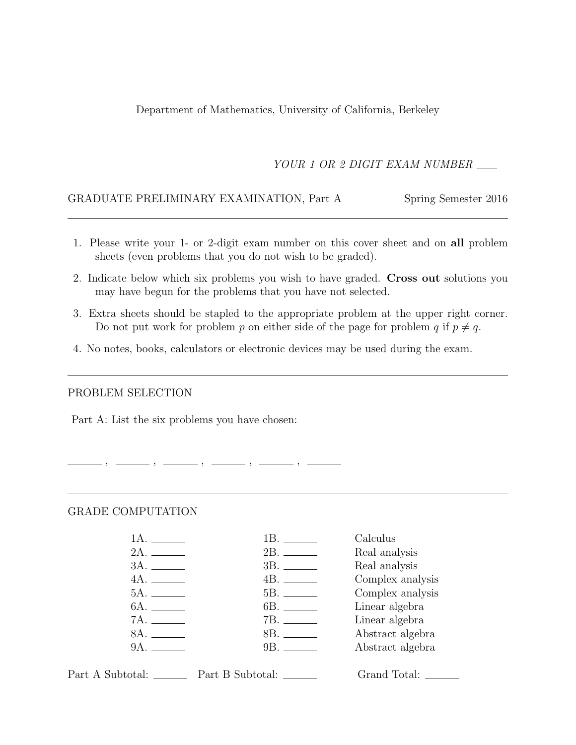Department of Mathematics, University of California, Berkeley

*YOUR 1 OR 2 DIGIT EXAM NUMBER* ____

GRADUATE PRELIMINARY EXAMINATION, Part A — Spring Semester 2016

---

1. Please write your 1- or 2-digit exam number on this cover sheet and on **all** problem sheets (even problems that you do not wish to be graded).
2. Indicate below which six problems you wish to have graded. **Cross out** solutions you may have begun for the problems that you have not selected.
3. Extra sheets should be stapled to the appropriate problem at the upper right corner. Do not put work for problem $p$ on either side of the page for problem $q$ if $p \neq q$.
4. No notes, books, calculators or electronic devices may be used during the exam.

---

PROBLEM SELECTION

Part A: List the six problems you have chosen:

______ , ______ , ______ , ______ , ______ , ______

---

GRADE COMPUTATION

| | | |
|---|---|---|
| 1A. ______ | 1B. ______ | Calculus |
| 2A. ______ | 2B. ______ | Real analysis |
| 3A. ______ | 3B. ______ | Real analysis |
| 4A. ______ | 4B. ______ | Complex analysis |
| 5A. ______ | 5B. ______ | Complex analysis |
| 6A. ______ | 6B. ______ | Linear algebra |
| 7A. ______ | 7B. ______ | Linear algebra |
| 8A. ______ | 8B. ______ | Abstract algebra |
| 9A. ______ | 9B. ______ | Abstract algebra |

Part A Subtotal: ______ Part B Subtotal: ______ Grand Total: ______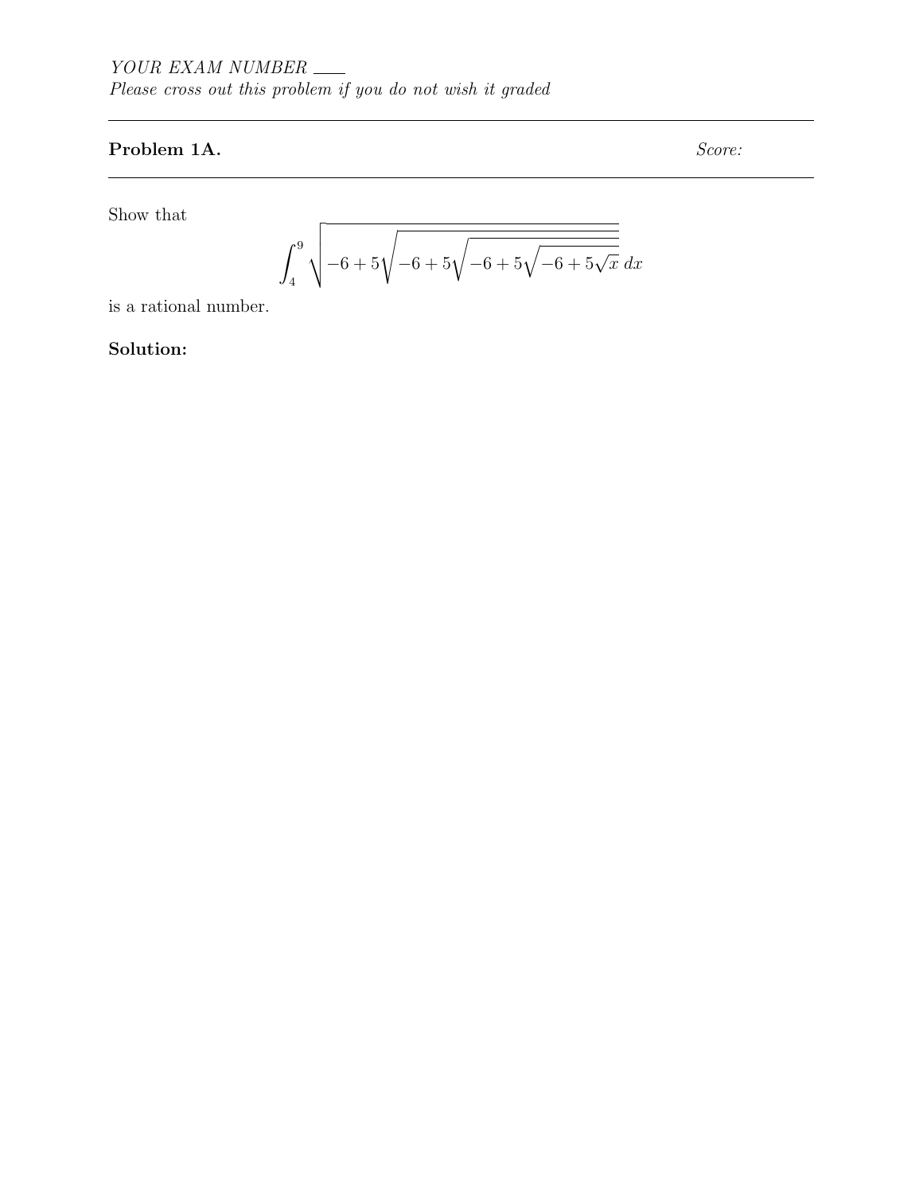*YOUR EXAM NUMBER* \_\_\_\_

*Please cross out this problem if you do not wish it graded*

---

**Problem 1A.** *Score:*

---

Show that

$$\int_4^9 \sqrt{-6+5\sqrt{-6+5\sqrt{-6+5\sqrt{-6+5\sqrt{x}}}}}\,dx$$

is a rational number.

**Solution:**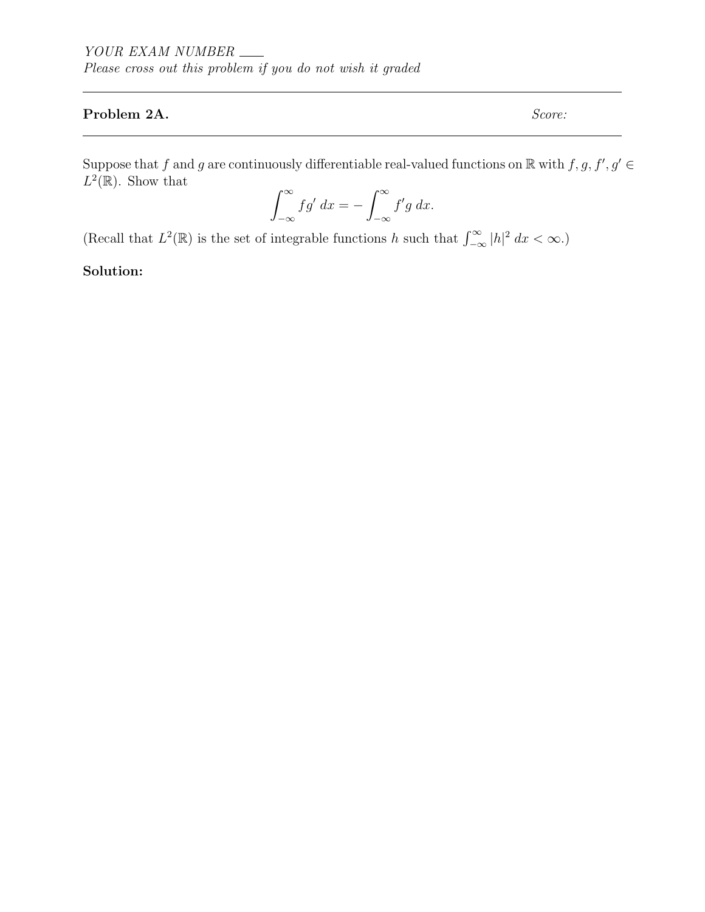*YOUR EXAM NUMBER* ___

*Please cross out this problem if you do not wish it graded*

---

**Problem 2A.** *Score:*

---

Suppose that $f$ and $g$ are continuously differentiable real-valued functions on $\mathbb{R}$ with $f, g, f', g' \in L^2(\mathbb{R})$. Show that

$$\int_{-\infty}^{\infty} fg' \, dx = -\int_{-\infty}^{\infty} f'g \, dx.$$

(Recall that $L^2(\mathbb{R})$ is the set of integrable functions $h$ such that $\int_{-\infty}^{\infty} |h|^2 \, dx < \infty$.)

**Solution:**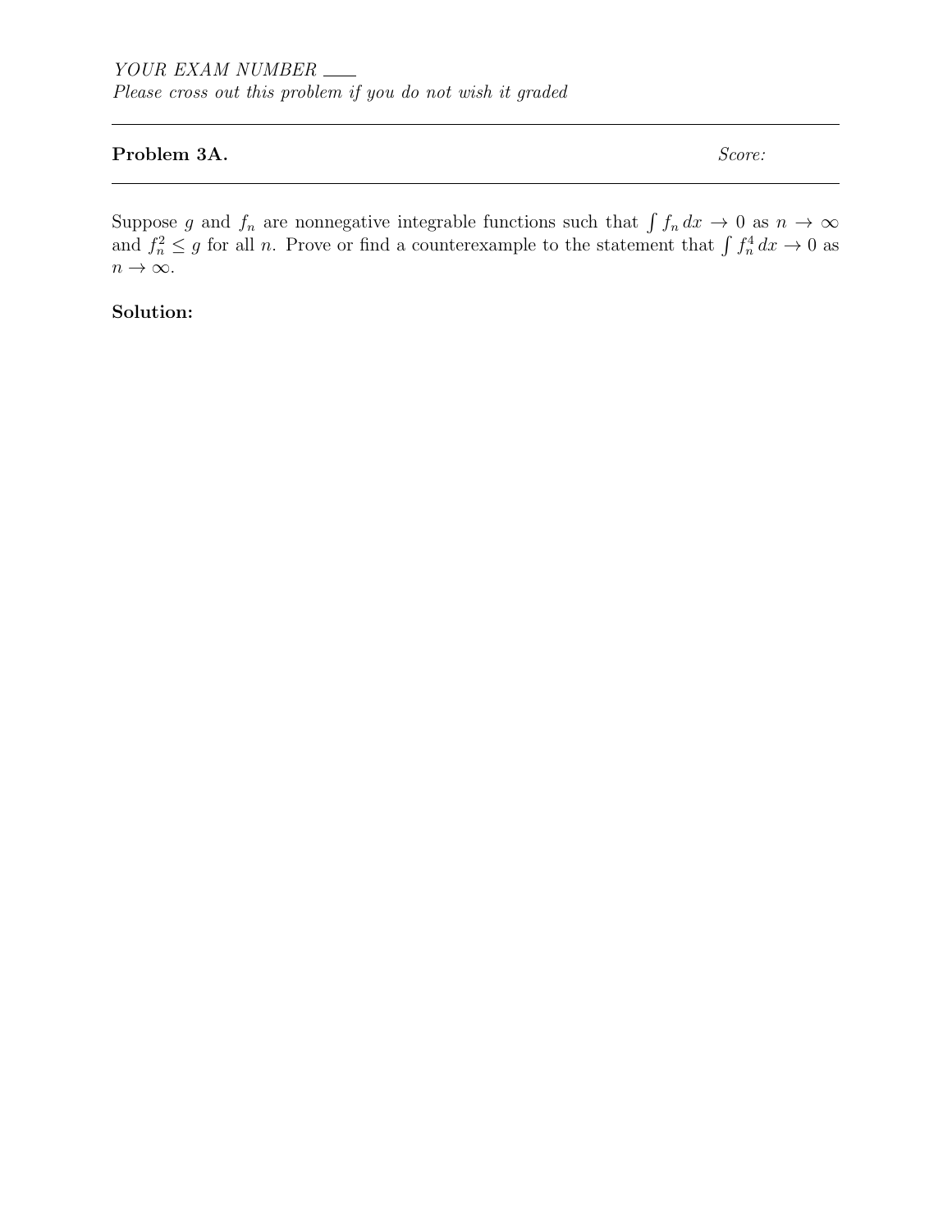*YOUR EXAM NUMBER* ____

*Please cross out this problem if you do not wish it graded*

---

**Problem 3A.** *Score:*

---

Suppose $g$ and $f_n$ are nonnegative integrable functions such that $\int f_n \, dx \to 0$ as $n \to \infty$ and $f_n^2 \leq g$ for all $n$. Prove or find a counterexample to the statement that $\int f_n^4 \, dx \to 0$ as $n \to \infty$.

**Solution:**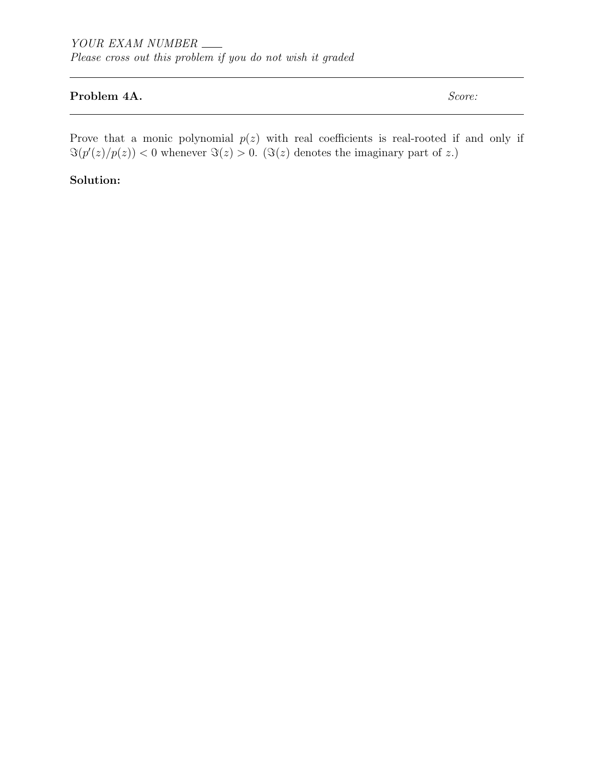*YOUR EXAM NUMBER* \_\_\_\_

*Please cross out this problem if you do not wish it graded*

---

**Problem 4A.** *Score:*

---

Prove that a monic polynomial $p(z)$ with real coefficients is real-rooted if and only if $\Im(p'(z)/p(z)) < 0$ whenever $\Im(z) > 0$. ($\Im(z)$ denotes the imaginary part of $z$.)

**Solution:**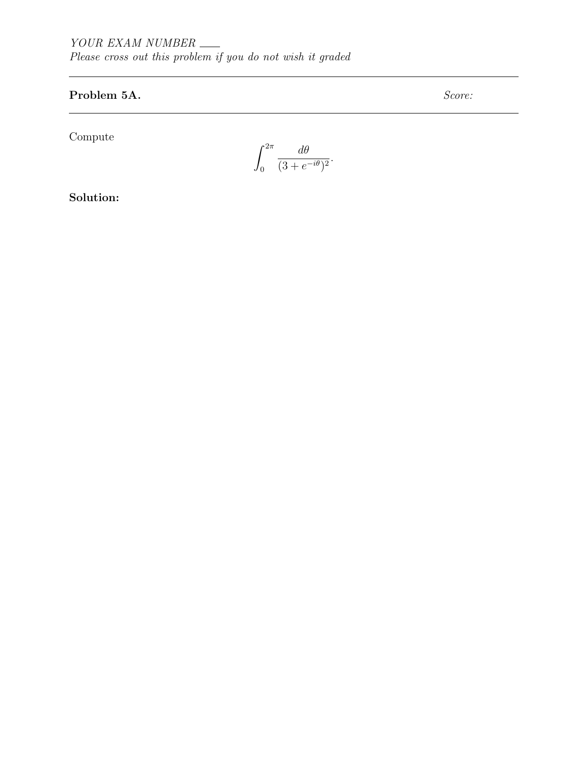*YOUR EXAM NUMBER* ___

*Please cross out this problem if you do not wish it graded*

---

**Problem 5A.** *Score:*

---

Compute

$$\int_0^{2\pi} \frac{d\theta}{(3 + e^{-i\theta})^2}.$$

**Solution:**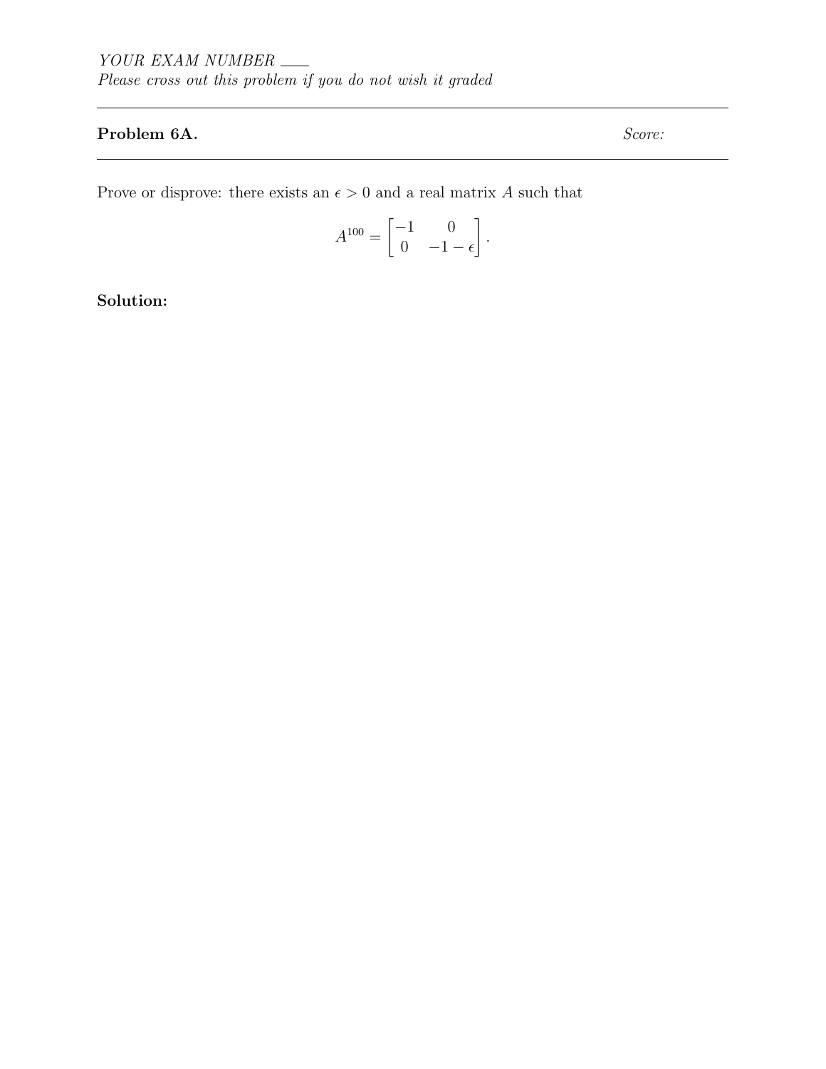YOUR EXAM NUMBER ___

*Please cross out this problem if you do not wish it graded*

---

**Problem 6A.** *Score:*

---

Prove or disprove: there exists an $\epsilon > 0$ and a real matrix $A$ such that

$$A^{100} = \begin{bmatrix} -1 & 0 \\ 0 & -1-\epsilon \end{bmatrix}.$$

**Solution:**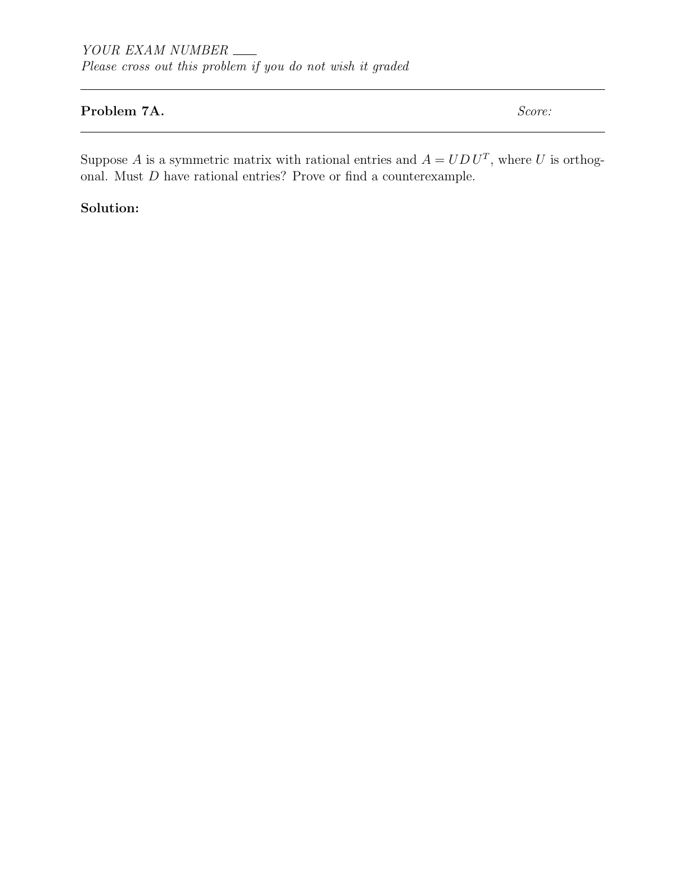*YOUR EXAM NUMBER* ___
*Please cross out this problem if you do not wish it graded*

---

**Problem 7A.** *Score:*

---

Suppose $A$ is a symmetric matrix with rational entries and $A = UDU^T$, where $U$ is orthogonal. Must $D$ have rational entries? Prove or find a counterexample.

**Solution:**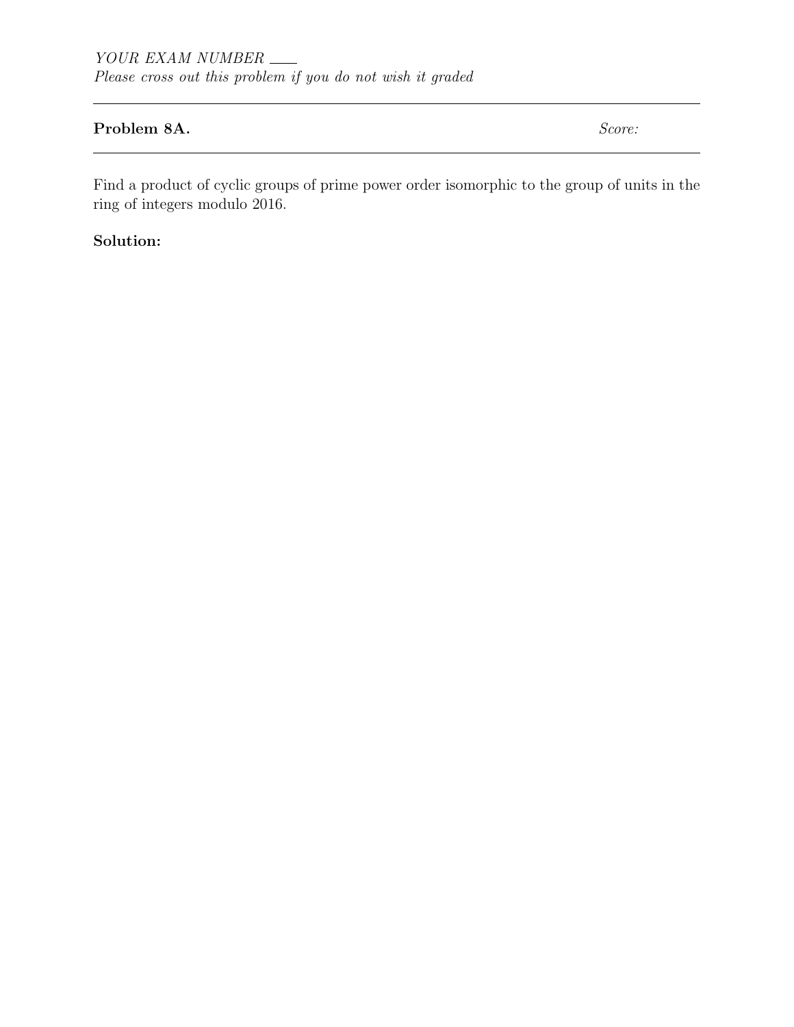*YOUR EXAM NUMBER* ____
*Please cross out this problem if you do not wish it graded*

---

**Problem 8A.** *Score:*

---

Find a product of cyclic groups of prime power order isomorphic to the group of units in the ring of integers modulo 2016.

**Solution:**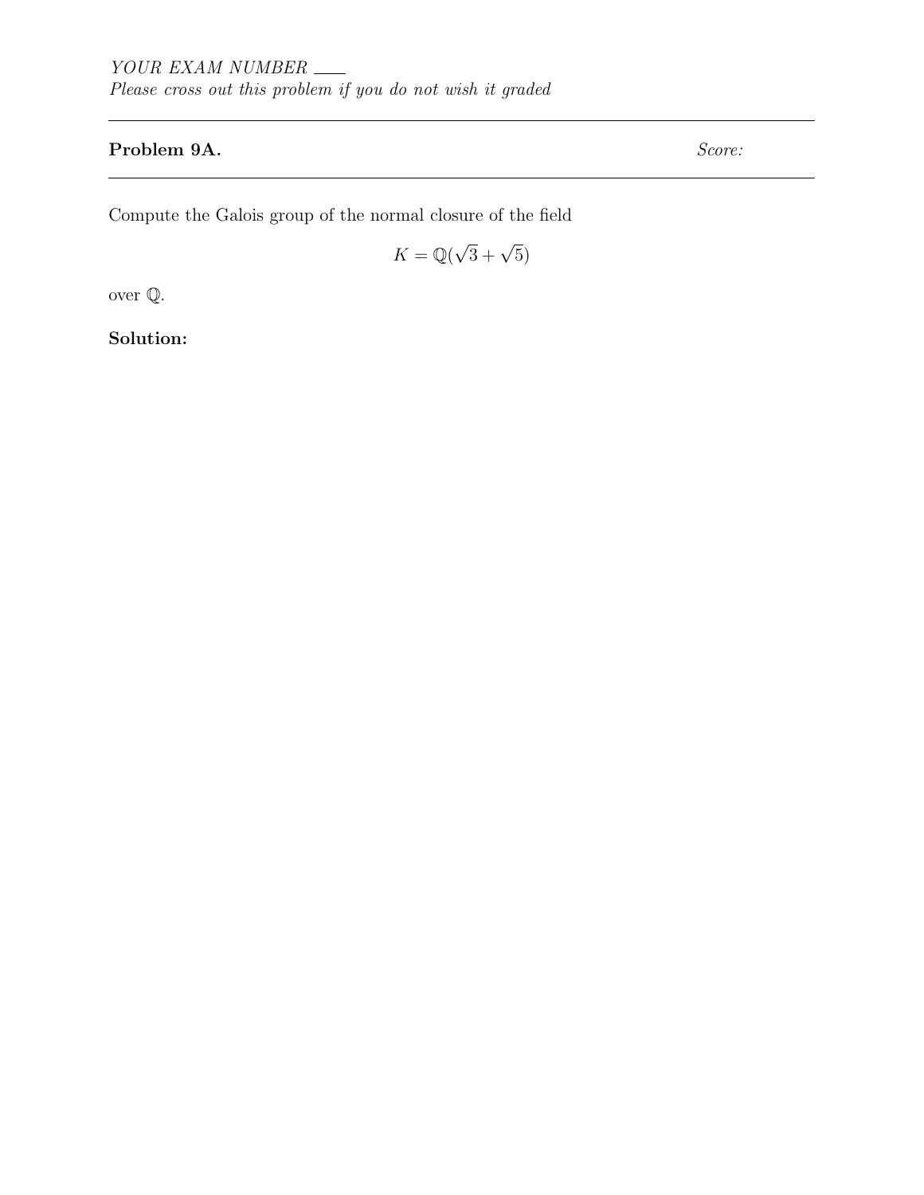*YOUR EXAM NUMBER ___*
*Please cross out this problem if you do not wish it graded*

---

**Problem 9A.** *Score:*

---

Compute the Galois group of the normal closure of the field

$$K = \mathbb{Q}(\sqrt{3} + \sqrt{5})$$

over $\mathbb{Q}$.

**Solution:**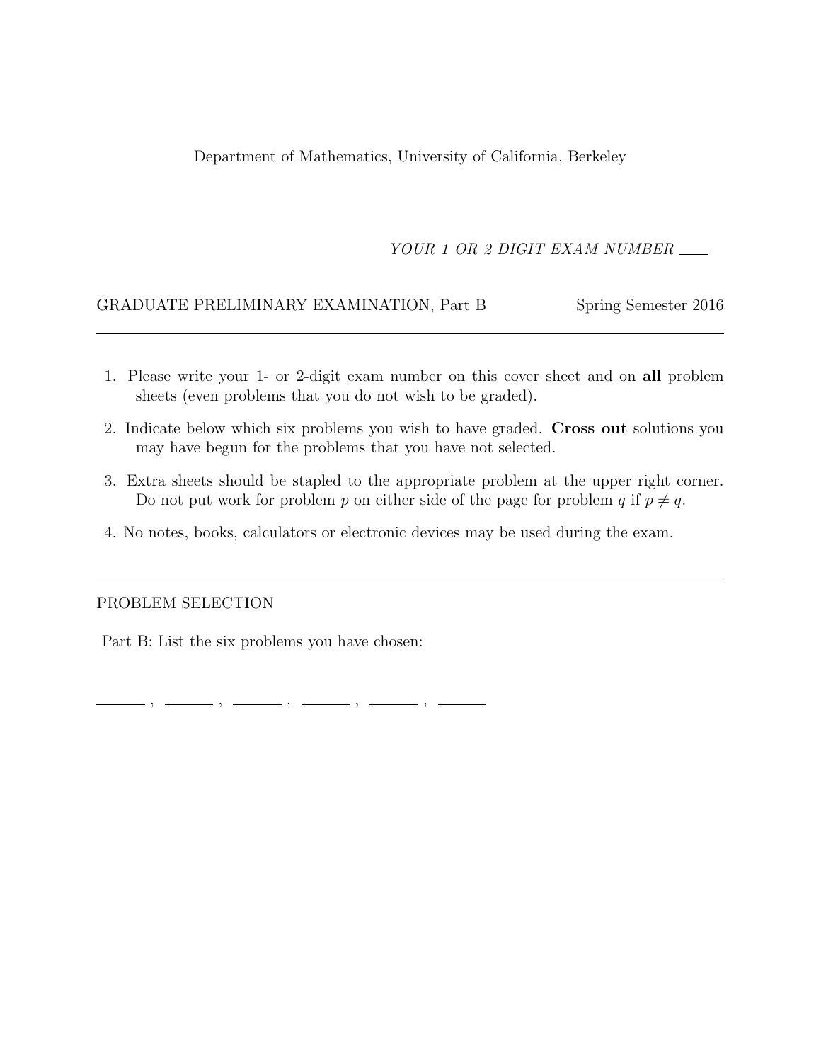Department of Mathematics, University of California, Berkeley

*YOUR 1 OR 2 DIGIT EXAM NUMBER* ____

GRADUATE PRELIMINARY EXAMINATION, Part B Spring Semester 2016

---

1. Please write your 1- or 2-digit exam number on this cover sheet and on **all** problem sheets (even problems that you do not wish to be graded).
2. Indicate below which six problems you wish to have graded. **Cross out** solutions you may have begun for the problems that you have not selected.
3. Extra sheets should be stapled to the appropriate problem at the upper right corner. Do not put work for problem $p$ on either side of the page for problem $q$ if $p \neq q$.
4. No notes, books, calculators or electronic devices may be used during the exam.

---

PROBLEM SELECTION

Part B: List the six problems you have chosen:

______ , ______ , ______ , ______ , ______ , ______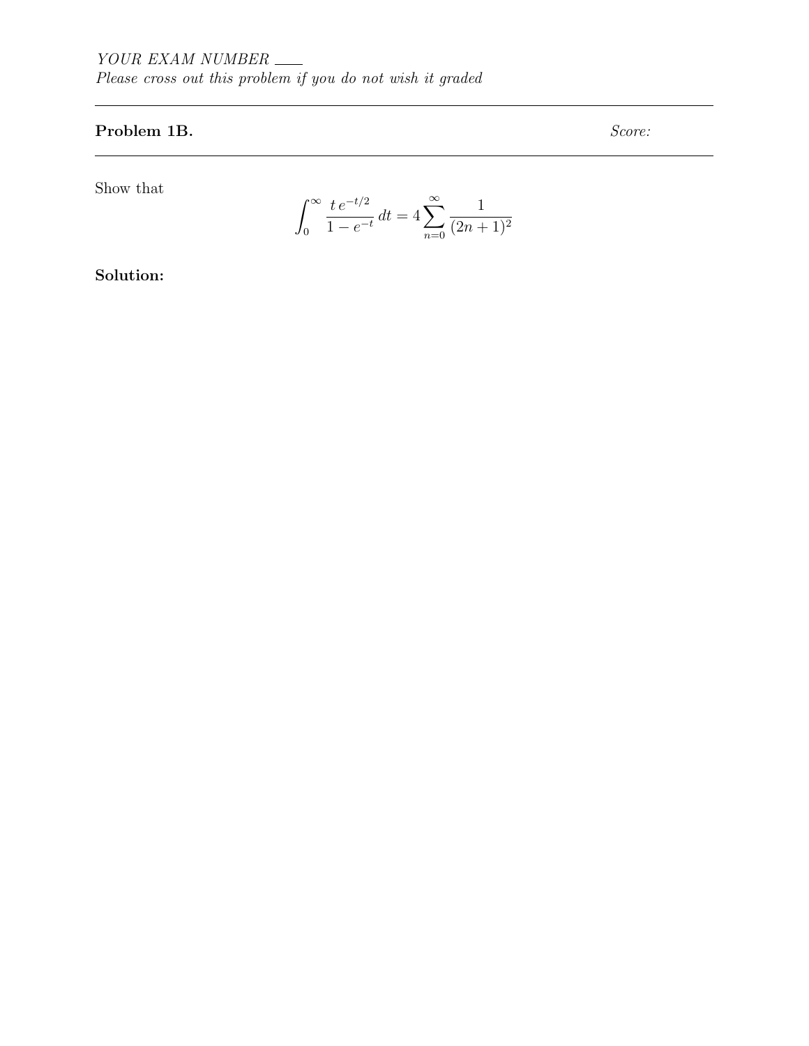*YOUR EXAM NUMBER* ___
*Please cross out this problem if you do not wish it graded*

---

**Problem 1B.** *Score:*

---

Show that

$$\int_0^\infty \frac{t\, e^{-t/2}}{1 - e^{-t}}\, dt = 4 \sum_{n=0}^{\infty} \frac{1}{(2n+1)^2}$$

**Solution:**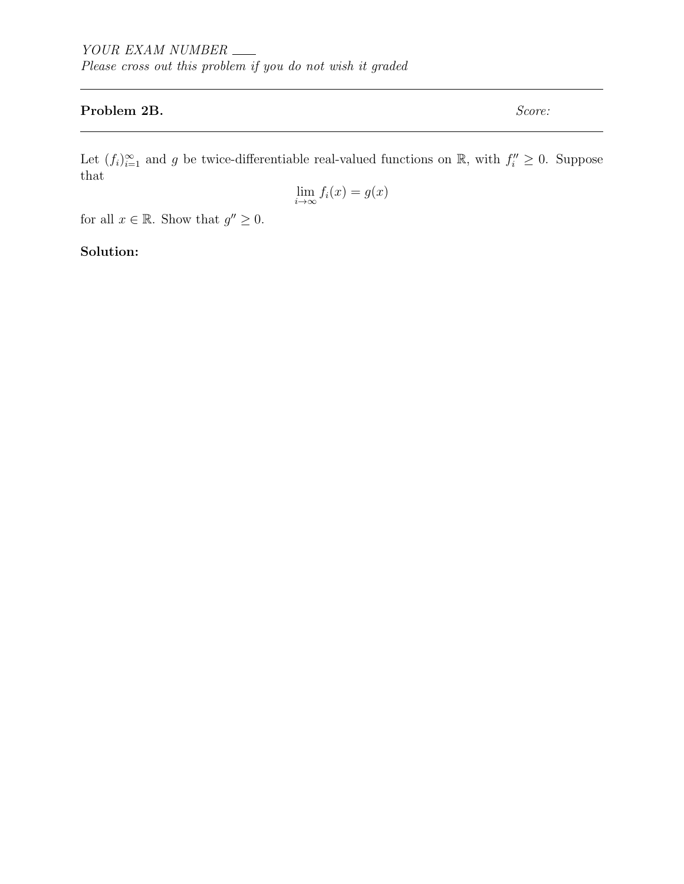*YOUR EXAM NUMBER* ___

*Please cross out this problem if you do not wish it graded*

---

**Problem 2B.** *Score:*

---

Let $(f_i)_{i=1}^{\infty}$ and $g$ be twice-differentiable real-valued functions on $\mathbb{R}$, with $f_i'' \geq 0$. Suppose that

$$\lim_{i \to \infty} f_i(x) = g(x)$$

for all $x \in \mathbb{R}$. Show that $g'' \geq 0$.

**Solution:**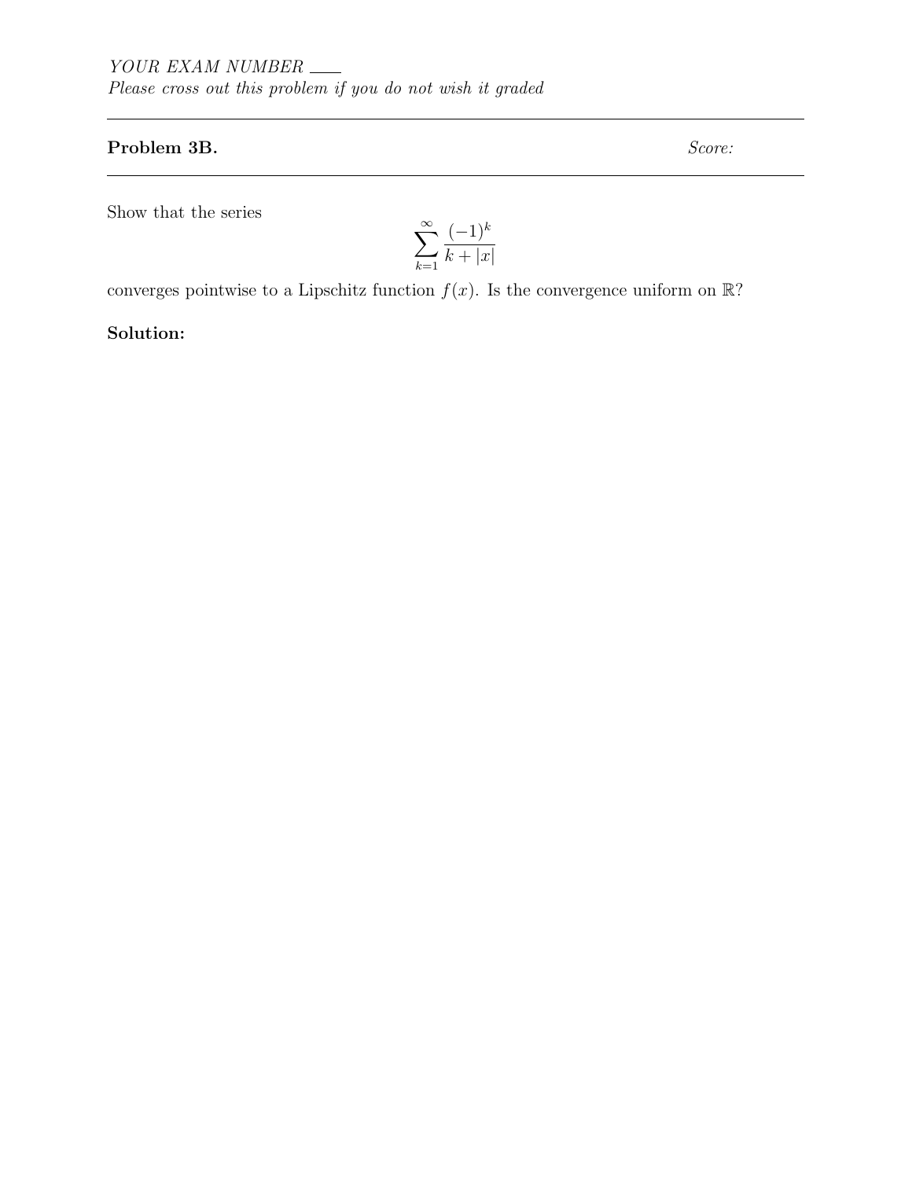YOUR EXAM NUMBER ___

*Please cross out this problem if you do not wish it graded*

---

**Problem 3B.** *Score:*

---

Show that the series

$$\sum_{k=1}^{\infty} \frac{(-1)^k}{k + |x|}$$

converges pointwise to a Lipschitz function $f(x)$. Is the convergence uniform on $\mathbb{R}$?

**Solution:**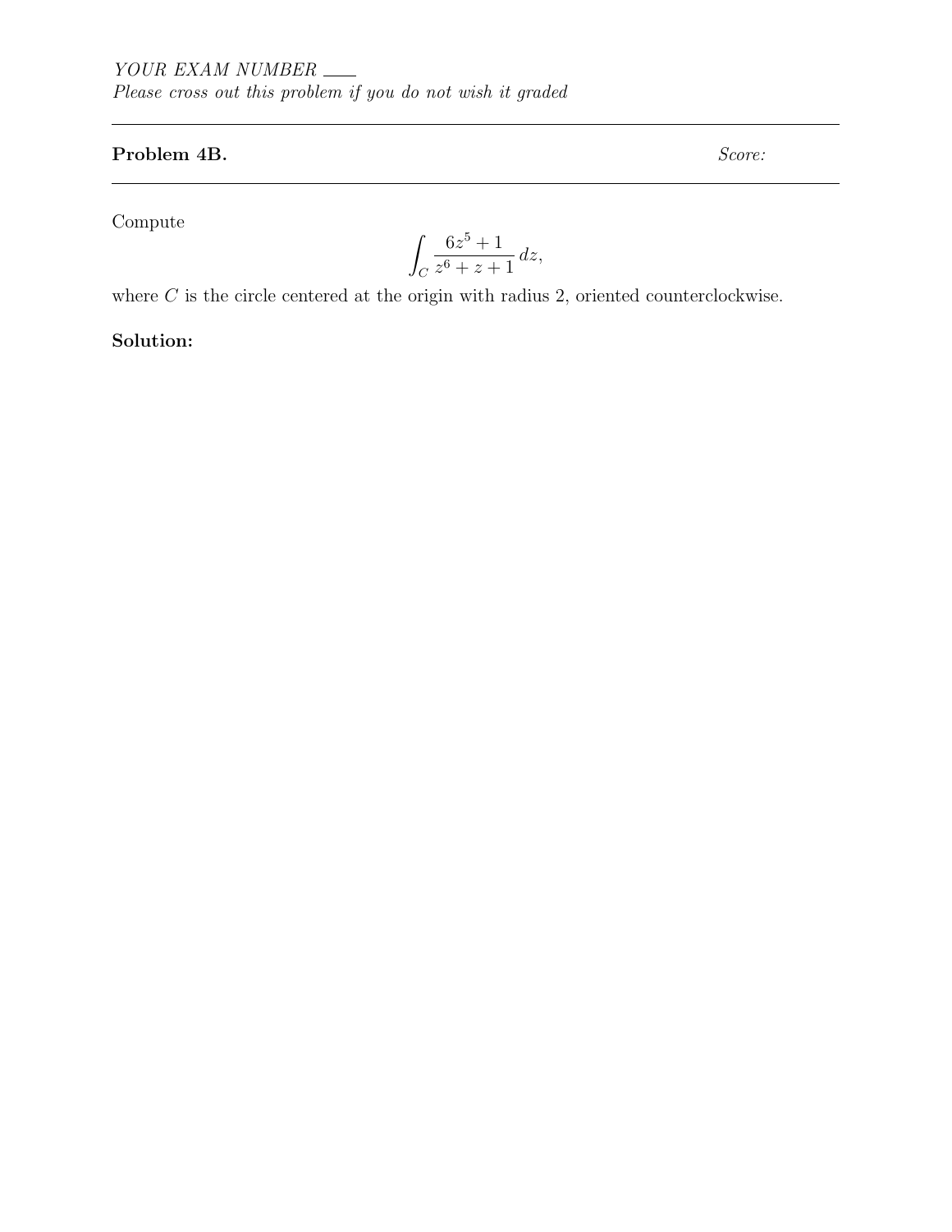*YOUR EXAM NUMBER* \_\_\_\_

*Please cross out this problem if you do not wish it graded*

---

**Problem 4B.** *Score:*

---

Compute

$$\int_C \frac{6z^5 + 1}{z^6 + z + 1}\, dz,$$

where $C$ is the circle centered at the origin with radius 2, oriented counterclockwise.

**Solution:**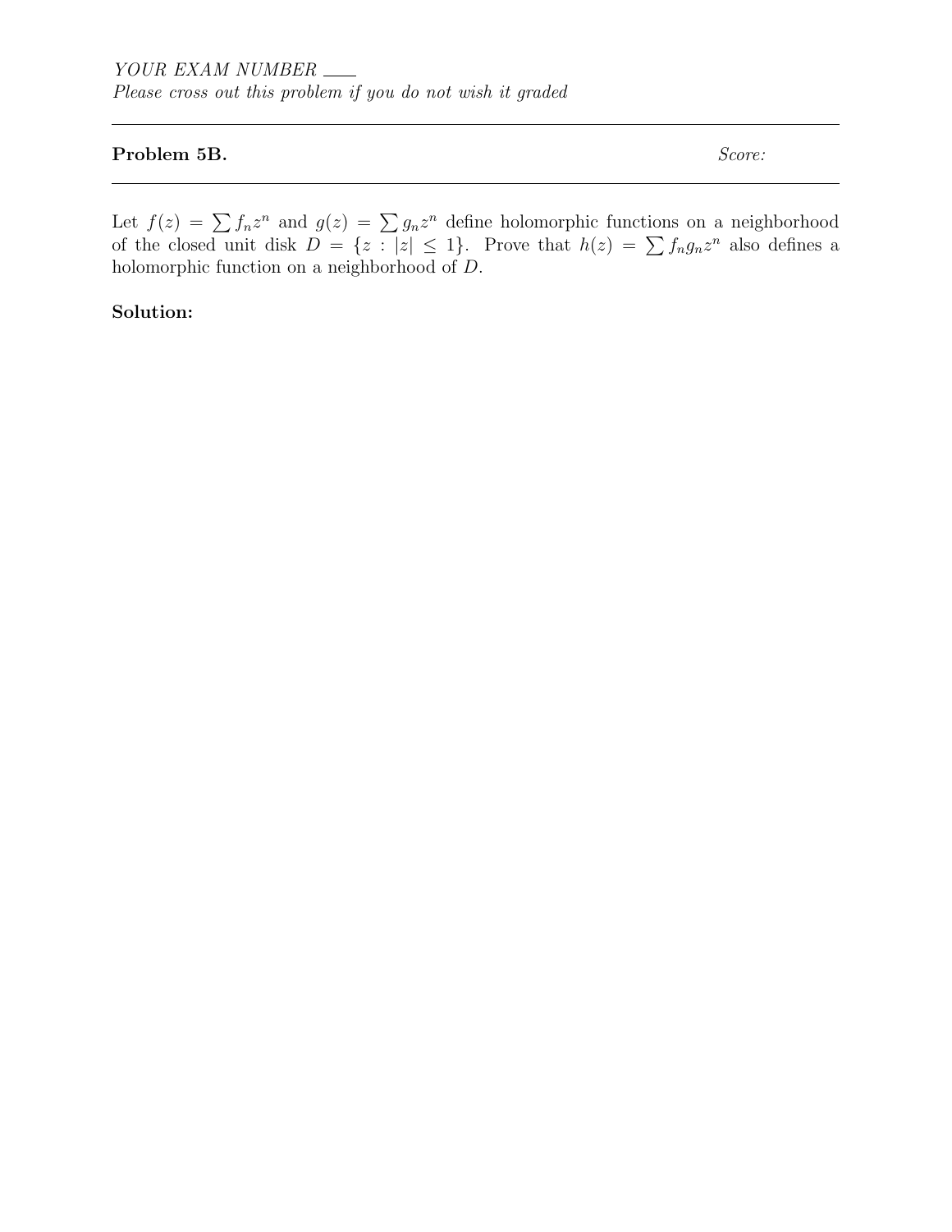*YOUR EXAM NUMBER* \_\_\_\_

*Please cross out this problem if you do not wish it graded*

---

**Problem 5B.** *Score:*

---

Let $f(z) = \sum f_n z^n$ and $g(z) = \sum g_n z^n$ define holomorphic functions on a neighborhood of the closed unit disk $D = \{z : |z| \leq 1\}$. Prove that $h(z) = \sum f_n g_n z^n$ also defines a holomorphic function on a neighborhood of $D$.

**Solution:**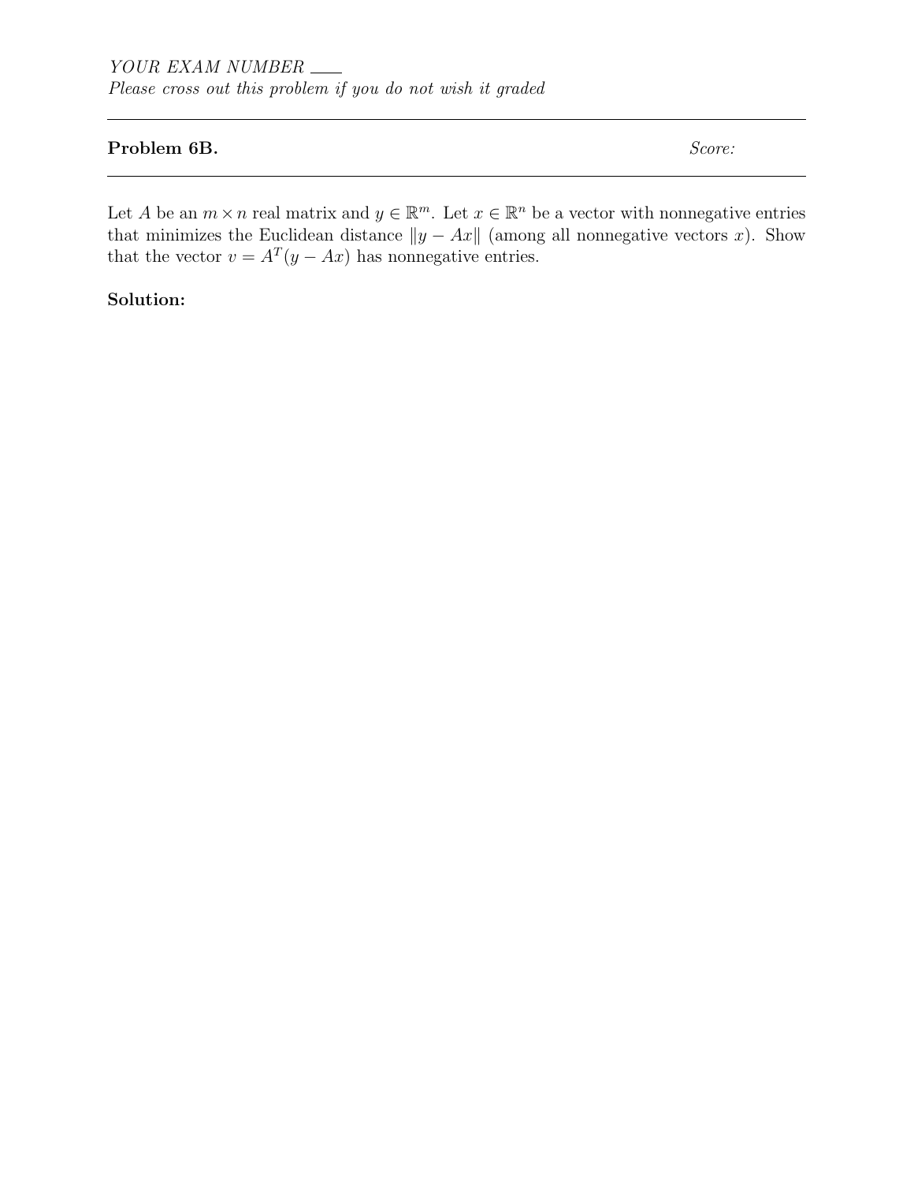*YOUR EXAM NUMBER* \_\_\_\_

*Please cross out this problem if you do not wish it graded*

---

**Problem 6B.** *Score:*

---

Let $A$ be an $m \times n$ real matrix and $y \in \mathbb{R}^m$. Let $x \in \mathbb{R}^n$ be a vector with nonnegative entries that minimizes the Euclidean distance $\|y - Ax\|$ (among all nonnegative vectors $x$). Show that the vector $v = A^T(y - Ax)$ has nonnegative entries.

**Solution:**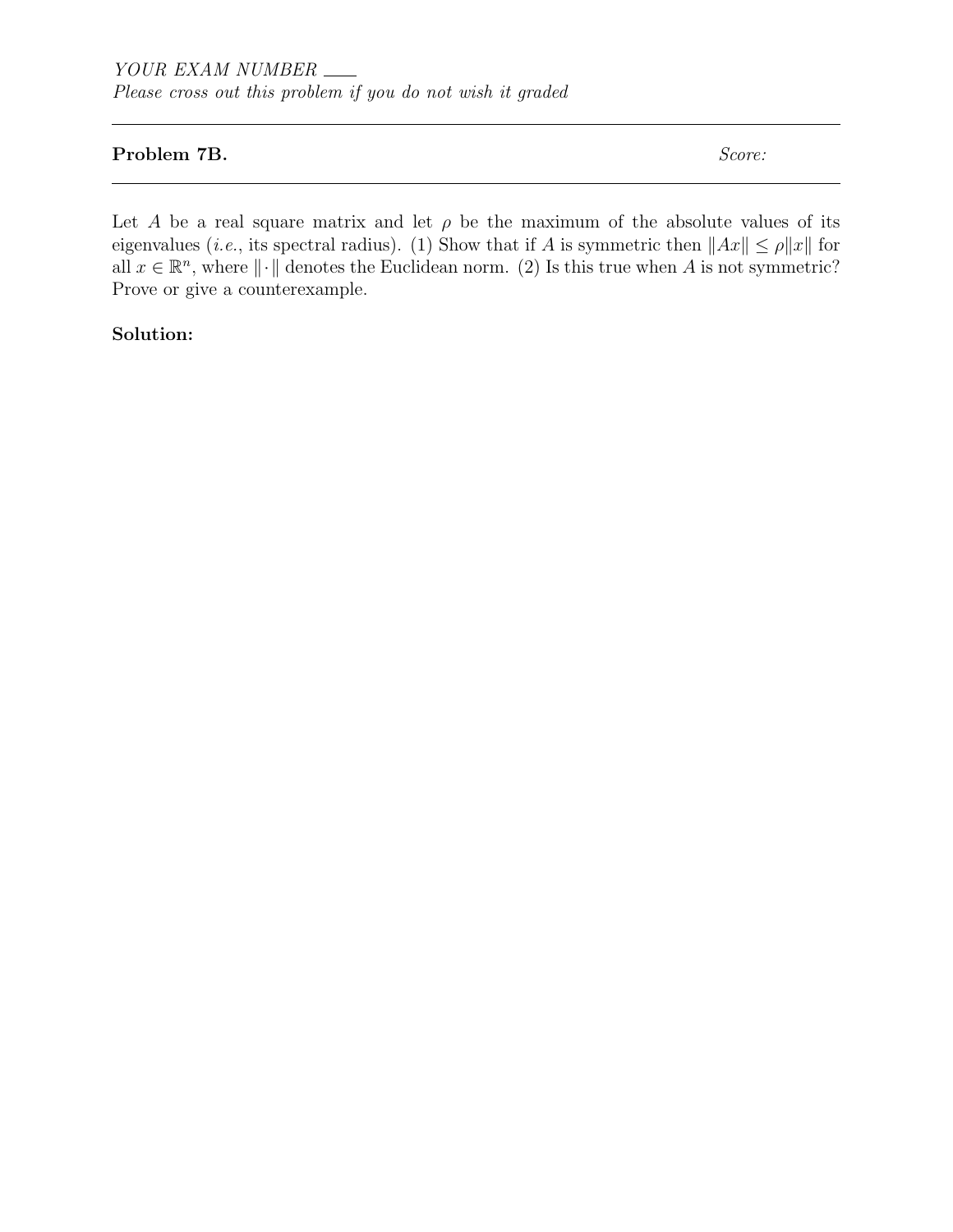*YOUR EXAM NUMBER* ___

*Please cross out this problem if you do not wish it graded*

---

**Problem 7B.** *Score:*

---

Let $A$ be a real square matrix and let $\rho$ be the maximum of the absolute values of its eigenvalues (*i.e.*, its spectral radius). (1) Show that if $A$ is symmetric then $\|Ax\| \leq \rho\|x\|$ for all $x \in \mathbb{R}^n$, where $\|\cdot\|$ denotes the Euclidean norm. (2) Is this true when $A$ is not symmetric? Prove or give a counterexample.

**Solution:**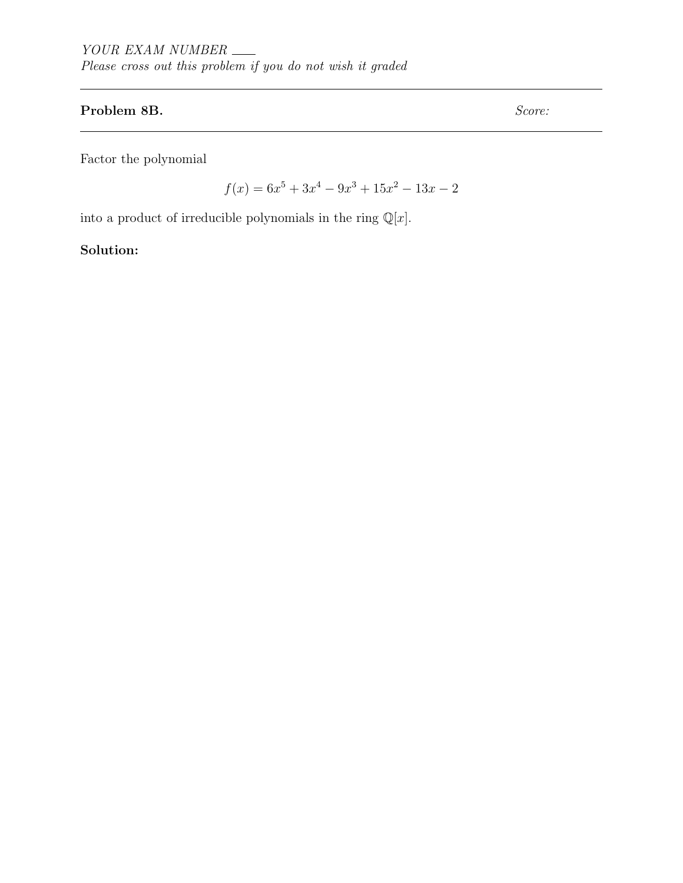*YOUR EXAM NUMBER* ___

*Please cross out this problem if you do not wish it graded*

---

**Problem 8B.** *Score:*

---

Factor the polynomial

$$f(x) = 6x^5 + 3x^4 - 9x^3 + 15x^2 - 13x - 2$$

into a product of irreducible polynomials in the ring $\mathbb{Q}[x]$.

**Solution:**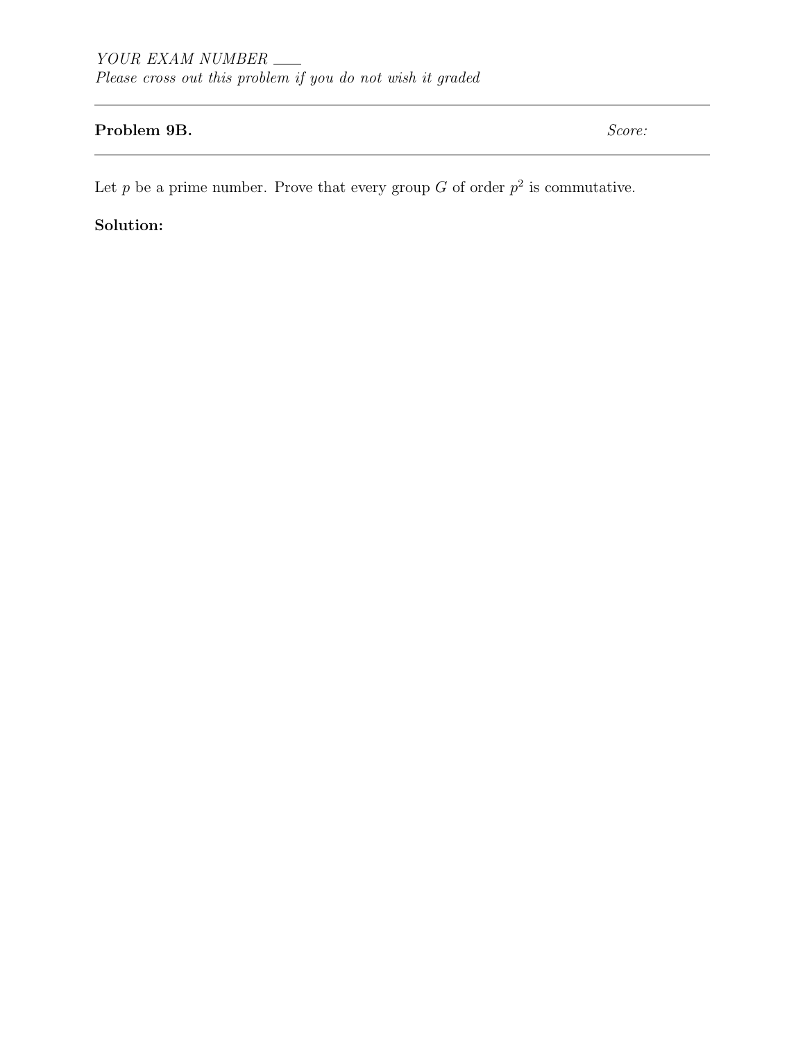*YOUR EXAM NUMBER* \_\_\_\_

*Please cross out this problem if you do not wish it graded*

---

**Problem 9B.** *Score:*

---

Let $p$ be a prime number. Prove that every group $G$ of order $p^2$ is commutative.

**Solution:**